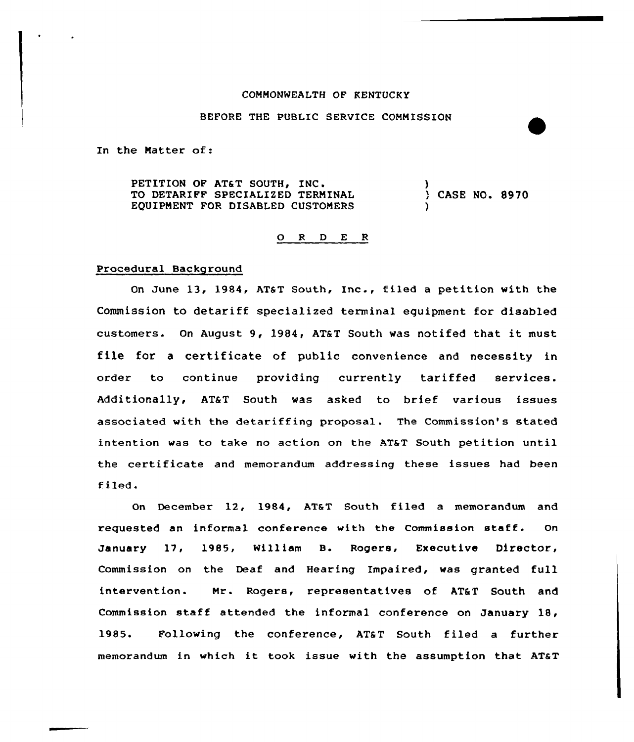COMMONWEALTH OF KENTUCKY

BEFORE THE PUBLIC SERVICE COMMISSION

In the Matter of:

PETITION OF AT&T SOUTH, INC. TO DETARIFF SPECIALIZED TERMINAL EQUIPMENT FOR DISABLED CUSTOMERS ) CASE NO. 8970

O R D E R

Procedural Background

On June 13, 1984, AT&T South, Inc., filed a petition with the Commission to detariff specialized terminal equipment for disabled customers. On August 9, 1984, AT&T South was notifed that it must file for a certificate of public convenience and necessity in order to continue providing currently tariffed services. Additionally, AT&T South was asked to brief various issues associated with the detariffing proposal. The Commission's stated intention was to take no action on the AT&T South petition until the certificate and memorandum addressing these issues had been filed.

On December 12, 1984, AT&T South filed a memorandum and requested an informal conference with the Commission staff. On January 17, 1985, William B. Rogers, Executive Director, Commission on the Deaf and Hearing Impaired, was granted full intervention. Mr. Rogers, representatives of AT&T South and Commission staff attended the informal conference on January 18, 1985. Following the conference, AT&T South filed a further memorandum in which it took issue with the assumption that AT&T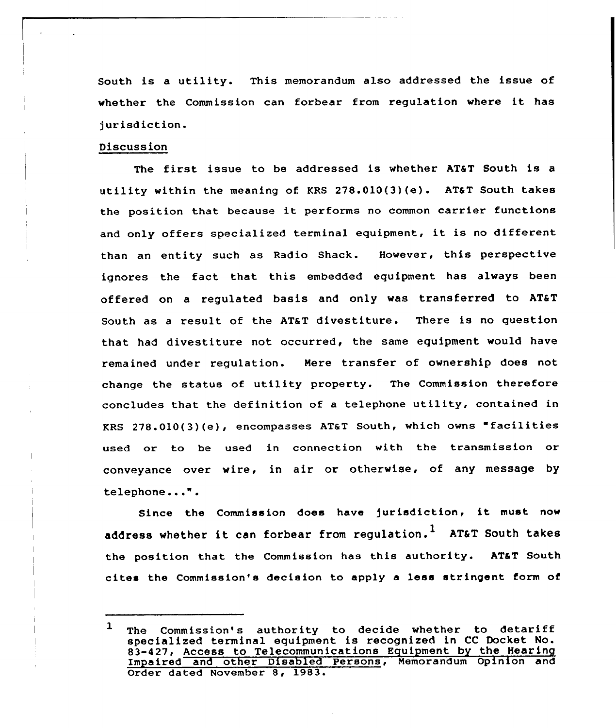South is a utility. This memorandum also addressed the issue of whether the Commission can forbear from regulation where it has jurisdiction.

## Discussion

The first issue to be addressed is whether AT&T South is a utility within the meaning of KRS 278.010(3)(e). AT&T South takes the position that because it performs no common carrier functions and only offers specialized terminal equipment, it is no different than an entity such as Radio Shack. However, this perspective ignores the fact that this embedded equipment has always been offered on a regulated basis and only was transferred to AT&T South as a result of the AT&T divestiture. There is no question that had divestiture not occurred, the same equipment would have remained under regulation. Mere transfer of ownership does not change the status of utility property. The Commission therefore concludes that the definition of a telephone utility, contained in KRS 278.010(3)(e), encompasses AT&T South, which owns "facilities used or to be used in connection with the transmission or conveyance over wire, in air or otherwise, of any message by telephone...".

Since the Commission does have jurisdiction, it must now address whether it can forbear from regulation.[1] AT&T South takes the position that the Commission has this authority. AT&T South cites the Commission's decision to apply a less stringent form of

---

[1] The Commission's authority to decide whether to detariff specialized terminal equipment is recognized in CC Docket No. 83-427, Access to Telecommunications Equipment by the Hearing Impaired and other Disabled Persons, Memorandum Opinion and Order dated November 8, 1983.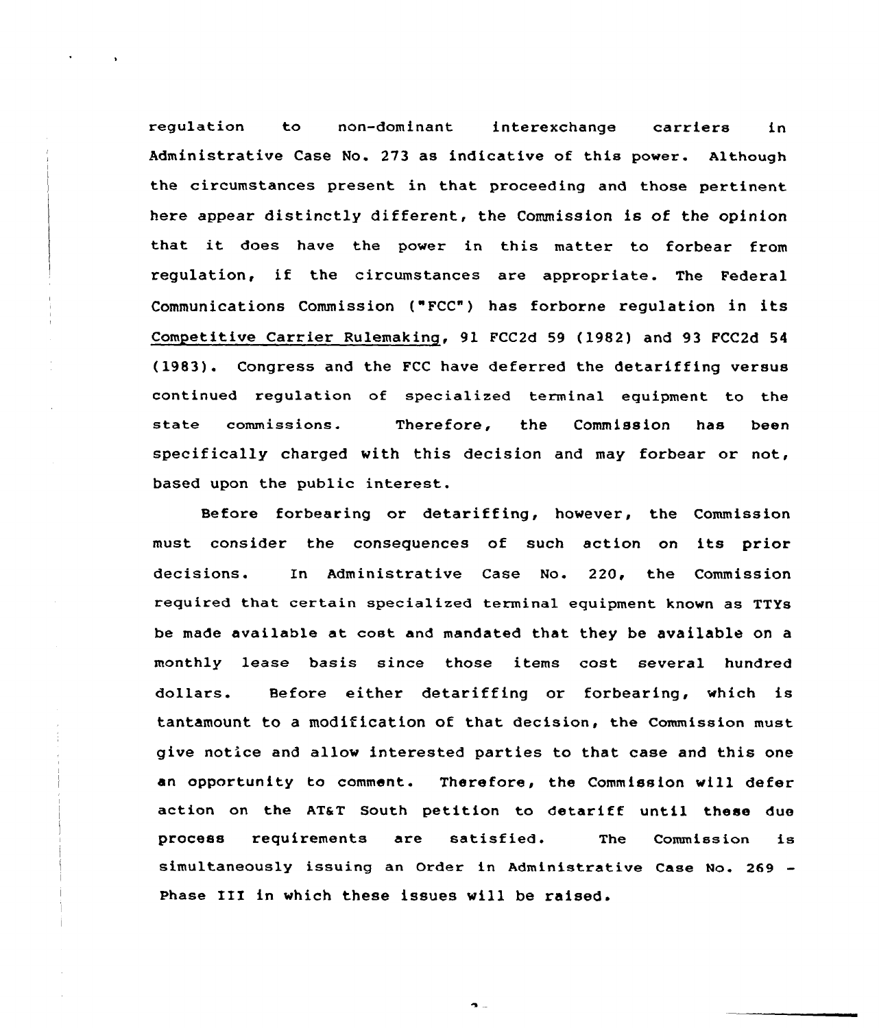regulation to non-dominant interexchange carriers in Administrative Case No. 273 as indicative of this power. Although the circumstances present in that proceeding and those pertinent here appear distinctly different, the Commission is of the opinion that it does have the power in this matter to forbear from regulation, if the circumstances are appropriate. The Federal Communications Commission ("FCC") has forborne regulation in its Competitive Carrier Rulemaking, 91 FCC2d 59 (1982) and 93 FCC2d 54 (1983). Congress and the FCC have deferred the detariffing versus continued regulation of specialized terminal equipment to the state commissions. Therefore, the Commission has been specifically charged with this decision and may forbear or not, based upon the public interest.

Before forbearing or detariffing, however, the Commission must consider the consequences of such action on its prior decisions. In Administrative Case No. 220, the Commission required that certain specialized terminal equipment known as TTYs be made available at cost and mandated that they be available on a monthly lease basis since those items cost several hundred dollars. Before either detariffing or forbearing, which is tantamount to a modification of that decision, the Commission must give notice and allow interested parties to that case and this one an opportunity to comment. Therefore, the Commission will defer action on the AT&T South petition to detariff until these due process requirements are satisfied. The Commission is simultaneously issuing an Order in Administrative Case No. 269 - Phase III in which these issues will be raised.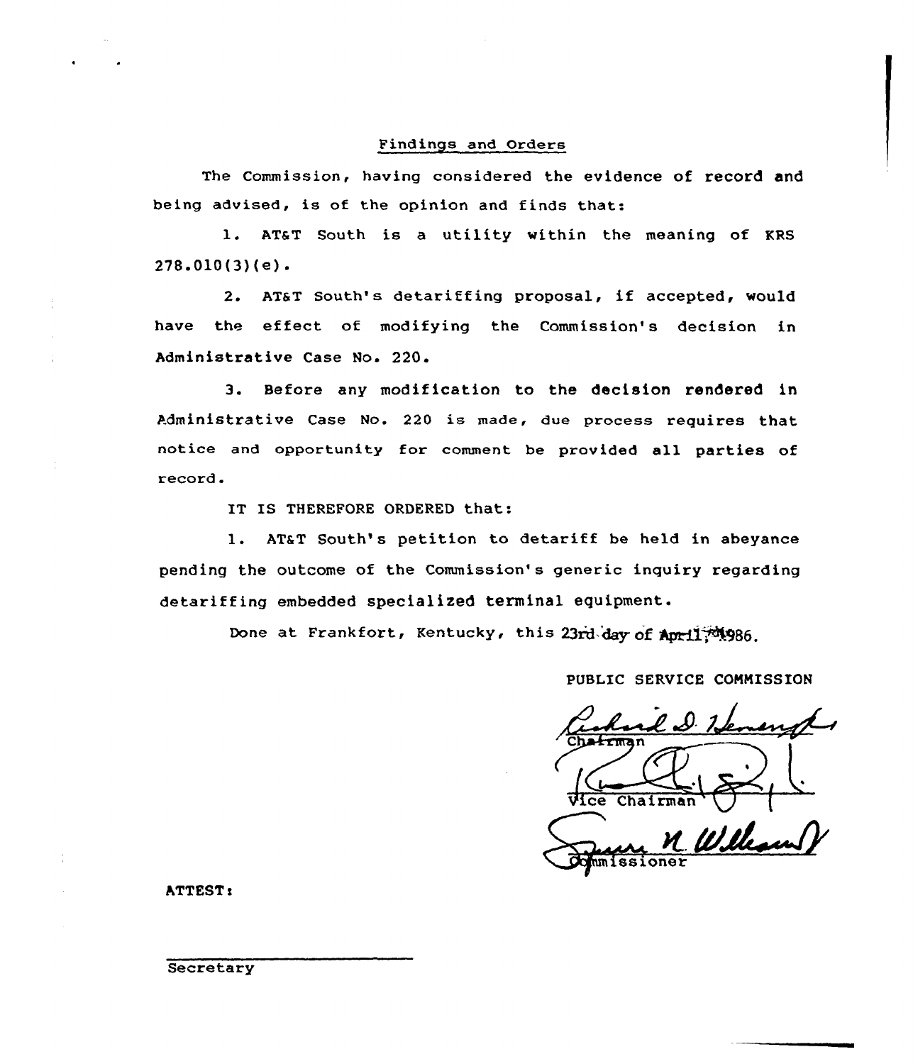## Findings and Orders

The Commission, having considered the evidence of record and being advised, is of the opinion and finds that:

1. AT&T South is a utility within the meaning of KRS 278.010(3)(e).

2. AT&T South's detariffing proposal, if accepted, would have the effect of modifying the Commission's decision in Administrative Case No. 220.

3. Before any modification to the decision rendered in Administrative Case No. 220 is made, due process requires that notice and opportunity for comment be provided all parties of record.

IT IS THEREFORE ORDERED that:

1. AT&T South's petition to detariff be held in abeyance pending the outcome of the Commission's generic inquiry regarding detariffing embedded specialized terminal equipment.

Done at Frankfort, Kentucky, this 23rd day of April, 1986.

PUBLIC SERVICE COMMISSION

Chairman

Vice Chairman

Commissioner

ATTEST:

Secretary